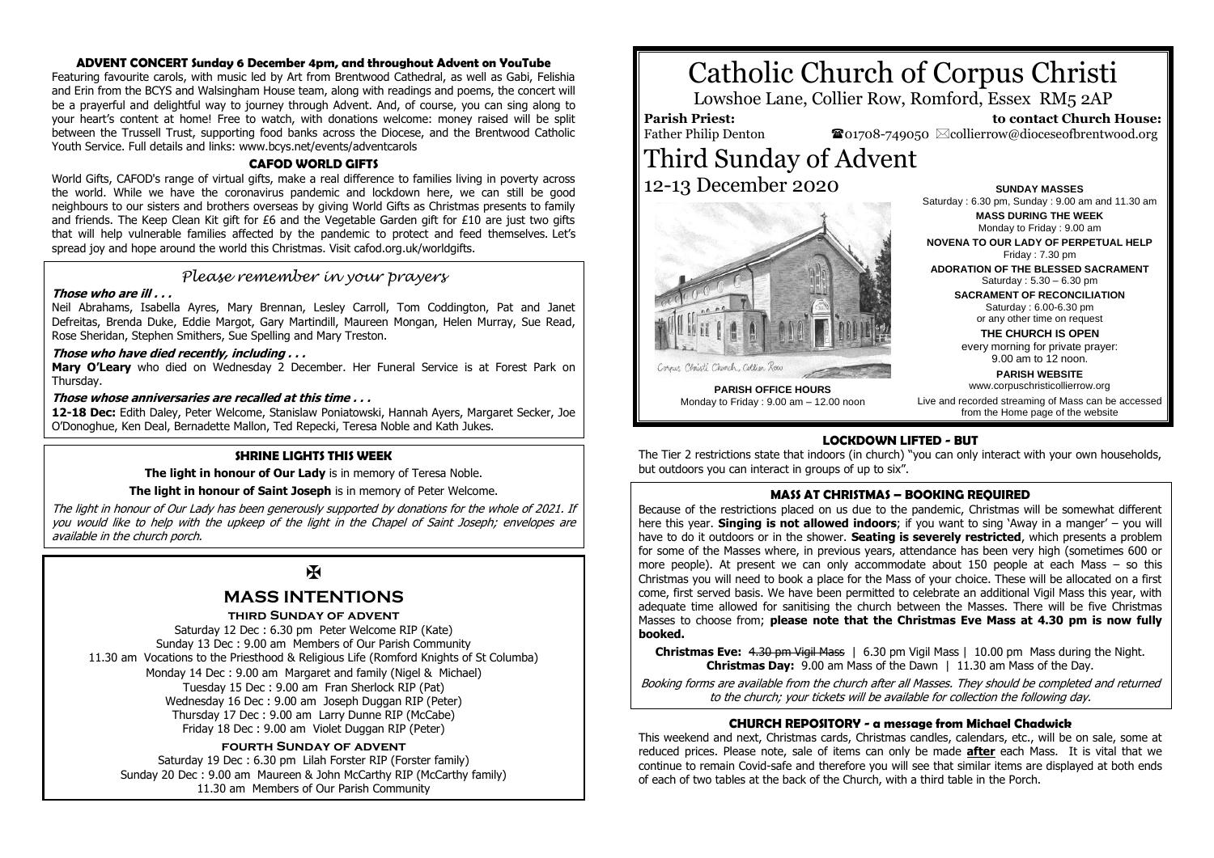# Catholic Church of Corpus Christi

Lowshoe Lane, Collier Row, Romford, Essex RM5 2AP

**Parish Priest:** Father Philip Denton

**to contact Church House:** ☎01708-749050 ✉collierrow@dioceseofbrentwood.org

# Third Sunday of Advent

## 12-13 December 2020

Corpus Christi Church, Collier Row

**PARISH OFFICE HOURS**
Monday to Friday : 9.00 am – 12.00 noon

**SUNDAY MASSES**
Saturday : 6.30 pm, Sunday : 9.00 am and 11.30 am

**MASS DURING THE WEEK**
Monday to Friday : 9.00 am

**NOVENA TO OUR LADY OF PERPETUAL HELP**
Friday : 7.30 pm

**ADORATION OF THE BLESSED SACRAMENT**
Saturday : 5.30 – 6.30 pm

**SACRAMENT OF RECONCILIATION**
Saturday : 6.00-6.30 pm
or any other time on request

**THE CHURCH IS OPEN**
every morning for private prayer:
9.00 am to 12 noon.

**PARISH WEBSITE**
www.corpuschristicollierrow.org

Live and recorded streaming of Mass can be accessed from the Home page of the website

### LOCKDOWN LIFTED - BUT

The Tier 2 restrictions state that indoors (in church) "you can only interact with your own households, but outdoors you can interact in groups of up to six".

### MASS AT CHRISTMAS – BOOKING REQUIRED

Because of the restrictions placed on us due to the pandemic, Christmas will be somewhat different here this year. **Singing is not allowed indoors**; if you want to sing 'Away in a manger' – you will have to do it outdoors or in the shower. **Seating is severely restricted**, which presents a problem for some of the Masses where, in previous years, attendance has been very high (sometimes 600 or more people). At present we can only accommodate about 150 people at each Mass – so this Christmas you will need to book a place for the Mass of your choice. These will be allocated on a first come, first served basis. We have been permitted to celebrate an additional Vigil Mass this year, with adequate time allowed for sanitising the church between the Masses. There will be five Christmas Masses to choose from; **please note that the Christmas Eve Mass at 4.30 pm is now fully booked.**

**Christmas Eve:** ~~4.30 pm Vigil Mass~~ | 6.30 pm Vigil Mass | 10.00 pm Mass during the Night.
**Christmas Day:** 9.00 am Mass of the Dawn | 11.30 am Mass of the Day.

*Booking forms are available from the church after all Masses. They should be completed and returned to the church; your tickets will be available for collection the following day.*

### CHURCH REPOSITORY - a message from Michael Chadwick

This weekend and next, Christmas cards, Christmas candles, calendars, etc., will be on sale, some at reduced prices. Please note, sale of items can only be made **after** each Mass. It is vital that we continue to remain Covid-safe and therefore you will see that similar items are displayed at both ends of each of two tables at the back of the Church, with a third table in the Porch.

### ADVENT CONCERT Sunday 6 December 4pm, and throughout Advent on YouTube

Featuring favourite carols, with music led by Art from Brentwood Cathedral, as well as Gabi, Felishia and Erin from the BCYS and Walsingham House team, along with readings and poems, the concert will be a prayerful and delightful way to journey through Advent. And, of course, you can sing along to your heart's content at home! Free to watch, with donations welcome: money raised will be split between the Trussell Trust, supporting food banks across the Diocese, and the Brentwood Catholic Youth Service. Full details and links: www.bcys.net/events/adventcarols

### CAFOD WORLD GIFTS

World Gifts, CAFOD's range of virtual gifts, make a real difference to families living in poverty across the world. While we have the coronavirus pandemic and lockdown here, we can still be good neighbours to our sisters and brothers overseas by giving World Gifts as Christmas presents to family and friends. The Keep Clean Kit gift for £6 and the Vegetable Garden gift for £10 are just two gifts that will help vulnerable families affected by the pandemic to protect and feed themselves. Let's spread joy and hope around the world this Christmas. Visit cafod.org.uk/worldgifts.

### *Please remember in your prayers*

***Those who are ill . . .***

Neil Abrahams, Isabella Ayres, Mary Brennan, Lesley Carroll, Tom Coddington, Pat and Janet Defreitas, Brenda Duke, Eddie Margot, Gary Martindill, Maureen Mongan, Helen Murray, Sue Read, Rose Sheridan, Stephen Smithers, Sue Spelling and Mary Treston.

***Those who have died recently, including . . .***

**Mary O'Leary** who died on Wednesday 2 December. Her Funeral Service is at Forest Park on Thursday.

***Those whose anniversaries are recalled at this time . . .***

**12-18 Dec:** Edith Daley, Peter Welcome, Stanislaw Poniatowski, Hannah Ayers, Margaret Secker, Joe O'Donoghue, Ken Deal, Bernadette Mallon, Ted Repecki, Teresa Noble and Kath Jukes.

### SHRINE LIGHTS THIS WEEK

**The light in honour of Our Lady** is in memory of Teresa Noble.

**The light in honour of Saint Joseph** is in memory of Peter Welcome.

*The light in honour of Our Lady has been generously supported by donations for the whole of 2021. If you would like to help with the upkeep of the light in the Chapel of Saint Joseph; envelopes are available in the church porch.*

✠

### MASS INTENTIONS

**THIRD SUNDAY OF ADVENT**

Saturday 12 Dec : 6.30 pm Peter Welcome RIP (Kate)
Sunday 13 Dec : 9.00 am Members of Our Parish Community
11.30 am Vocations to the Priesthood & Religious Life (Romford Knights of St Columba)
Monday 14 Dec : 9.00 am Margaret and family (Nigel & Michael)
Tuesday 15 Dec : 9.00 am Fran Sherlock RIP (Pat)
Wednesday 16 Dec : 9.00 am Joseph Duggan RIP (Peter)
Thursday 17 Dec : 9.00 am Larry Dunne RIP (McCabe)
Friday 18 Dec : 9.00 am Violet Duggan RIP (Peter)

**FOURTH SUNDAY OF ADVENT**

Saturday 19 Dec : 6.30 pm Lilah Forster RIP (Forster family)
Sunday 20 Dec : 9.00 am Maureen & John McCarthy RIP (McCarthy family)
11.30 am Members of Our Parish Community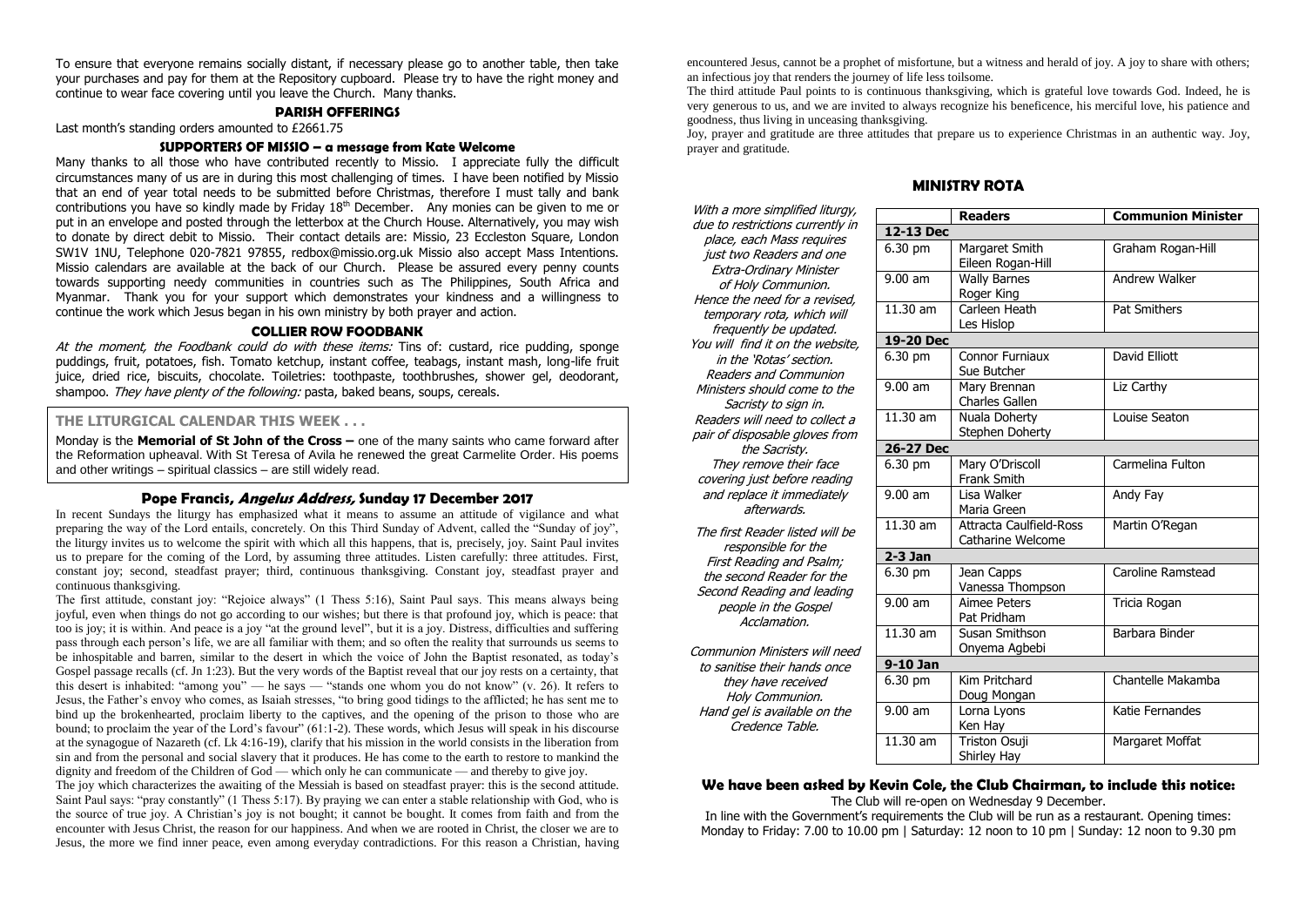To ensure that everyone remains socially distant, if necessary please go to another table, then take your purchases and pay for them at the Repository cupboard. Please try to have the right money and continue to wear face covering until you leave the Church. Many thanks.

## PARISH OFFERINGS

Last month's standing orders amounted to £2661.75

## SUPPORTERS OF MISSIO – a message from Kate Welcome

Many thanks to all those who have contributed recently to Missio. I appreciate fully the difficult circumstances many of us are in during this most challenging of times. I have been notified by Missio that an end of year total needs to be submitted before Christmas, therefore I must tally and bank contributions you have so kindly made by Friday 18th December. Any monies can be given to me or put in an envelope and posted through the letterbox at the Church House. Alternatively, you may wish to donate by direct debit to Missio. Their contact details are: Missio, 23 Eccleston Square, London SW1V 1NU, Telephone 020-7821 97855, redbox@missio.org.uk Missio also accept Mass Intentions. Missio calendars are available at the back of our Church. Please be assured every penny counts towards supporting needy communities in countries such as The Philippines, South Africa and Myanmar. Thank you for your support which demonstrates your kindness and a willingness to continue the work which Jesus began in his own ministry by both prayer and action.

## COLLIER ROW FOODBANK

*At the moment, the Foodbank could do with these items:* Tins of: custard, rice pudding, sponge puddings, fruit, potatoes, fish. Tomato ketchup, instant coffee, teabags, instant mash, long-life fruit juice, dried rice, biscuits, chocolate. Toiletries: toothpaste, toothbrushes, shower gel, deodorant, shampoo. *They have plenty of the following:* pasta, baked beans, soups, cereals.

## THE LITURGICAL CALENDAR THIS WEEK . . .

Monday is the **Memorial of St John of the Cross –** one of the many saints who came forward after the Reformation upheaval. With St Teresa of Avila he renewed the great Carmelite Order. His poems and other writings – spiritual classics – are still widely read.

## Pope Francis, *Angelus Address,* Sunday 17 December 2017

In recent Sundays the liturgy has emphasized what it means to assume an attitude of vigilance and what preparing the way of the Lord entails, concretely. On this Third Sunday of Advent, called the "Sunday of joy", the liturgy invites us to welcome the spirit with which all this happens, that is, precisely, joy. Saint Paul invites us to prepare for the coming of the Lord, by assuming three attitudes. Listen carefully: three attitudes. First, constant joy; second, steadfast prayer; third, continuous thanksgiving. Constant joy, steadfast prayer and continuous thanksgiving.

The first attitude, constant joy: "Rejoice always" (1 Thess 5:16), Saint Paul says. This means always being joyful, even when things do not go according to our wishes; but there is that profound joy, which is peace: that too is joy; it is within. And peace is a joy "at the ground level", but it is a joy. Distress, difficulties and suffering pass through each person's life, we are all familiar with them; and so often the reality that surrounds us seems to be inhospitable and barren, similar to the desert in which the voice of John the Baptist resonated, as today's Gospel passage recalls (cf. Jn 1:23). But the very words of the Baptist reveal that our joy rests on a certainty, that this desert is inhabited: "among you" — he says — "stands one whom you do not know" (v. 26). It refers to Jesus, the Father's envoy who comes, as Isaiah stresses, "to bring good tidings to the afflicted; he has sent me to bind up the brokenhearted, proclaim liberty to the captives, and the opening of the prison to those who are bound; to proclaim the year of the Lord's favour" (61:1-2). These words, which Jesus will speak in his discourse at the synagogue of Nazareth (cf. Lk 4:16-19), clarify that his mission in the world consists in the liberation from sin and from the personal and social slavery that it produces. He has come to the earth to restore to mankind the dignity and freedom of the Children of God — which only he can communicate — and thereby to give joy.

The joy which characterizes the awaiting of the Messiah is based on steadfast prayer: this is the second attitude. Saint Paul says: "pray constantly" (1 Thess 5:17). By praying we can enter a stable relationship with God, who is the source of true joy. A Christian's joy is not bought; it cannot be bought. It comes from faith and from the encounter with Jesus Christ, the reason for our happiness. And when we are rooted in Christ, the closer we are to Jesus, the more we find inner peace, even among everyday contradictions. For this reason a Christian, having encountered Jesus, cannot be a prophet of misfortune, but a witness and herald of joy. A joy to share with others; an infectious joy that renders the journey of life less toilsome.

The third attitude Paul points to is continuous thanksgiving, which is grateful love towards God. Indeed, he is very generous to us, and we are invited to always recognize his beneficence, his merciful love, his patience and goodness, thus living in unceasing thanksgiving.

Joy, prayer and gratitude are three attitudes that prepare us to experience Christmas in an authentic way. Joy, prayer and gratitude.

## MINISTRY ROTA

*With a more simplified liturgy, due to restrictions currently in place, each Mass requires just two Readers and one Extra-Ordinary Minister of Holy Communion. Hence the need for a revised, temporary rota, which will frequently be updated. You will find it on the website, in the 'Rotas' section. Readers and Communion Ministers should come to the Sacristy to sign in. Readers will need to collect a pair of disposable gloves from the Sacristy. They remove their face covering just before reading and replace it immediately afterwards.*

*The first Reader listed will be responsible for the First Reading and Psalm; the second Reader for the Second Reading and leading people in the Gospel Acclamation.*

*Communion Ministers will need to sanitise their hands once they have received Holy Communion. Hand gel is available on the Credence Table.*

| | Readers | Communion Minister |
|---|---|---|
| **12-13 Dec** | | |
| 6.30 pm | Margaret Smith<br>Eileen Rogan-Hill | Graham Rogan-Hill |
| 9.00 am | Wally Barnes<br>Roger King | Andrew Walker |
| 11.30 am | Carleen Heath<br>Les Hislop | Pat Smithers |
| **19-20 Dec** | | |
| 6.30 pm | Connor Furniaux<br>Sue Butcher | David Elliott |
| 9.00 am | Mary Brennan<br>Charles Gallen | Liz Carthy |
| 11.30 am | Nuala Doherty<br>Stephen Doherty | Louise Seaton |
| **26-27 Dec** | | |
| 6.30 pm | Mary O'Driscoll<br>Frank Smith | Carmelina Fulton |
| 9.00 am | Lisa Walker<br>Maria Green | Andy Fay |
| 11.30 am | Attracta Caulfield-Ross<br>Catharine Welcome | Martin O'Regan |
| **2-3 Jan** | | |
| 6.30 pm | Jean Capps<br>Vanessa Thompson | Caroline Ramstead |
| 9.00 am | Aimee Peters<br>Pat Pridham | Tricia Rogan |
| 11.30 am | Susan Smithson<br>Onyema Agbebi | Barbara Binder |
| **9-10 Jan** | | |
| 6.30 pm | Kim Pritchard<br>Doug Mongan | Chantelle Makamba |
| 9.00 am | Lorna Lyons<br>Ken Hay | Katie Fernandes |
| 11.30 am | Triston Osuji<br>Shirley Hay | Margaret Moffat |

## We have been asked by Kevin Cole, the Club Chairman, to include this notice:

The Club will re-open on Wednesday 9 December.

In line with the Government's requirements the Club will be run as a restaurant. Opening times: Monday to Friday: 7.00 to 10.00 pm | Saturday: 12 noon to 10 pm | Sunday: 12 noon to 9.30 pm